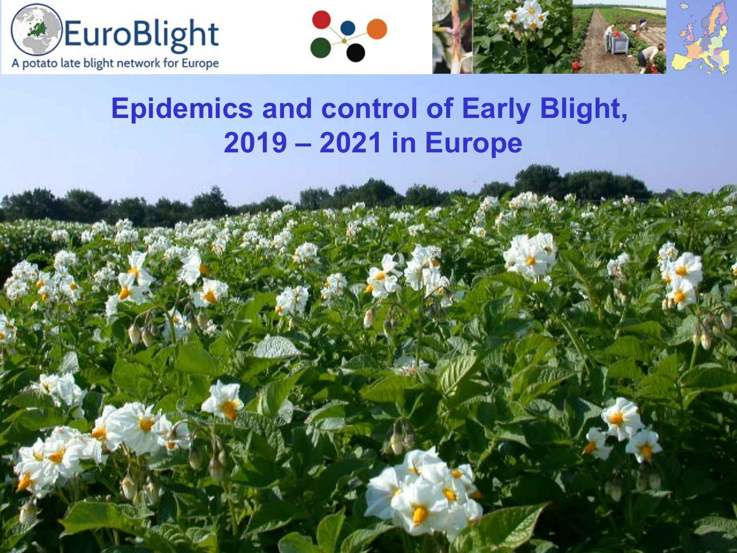EuroBlight

A potato late blight network for Europe

# Epidemics and control of Early Blight, 2019 – 2021 in Europe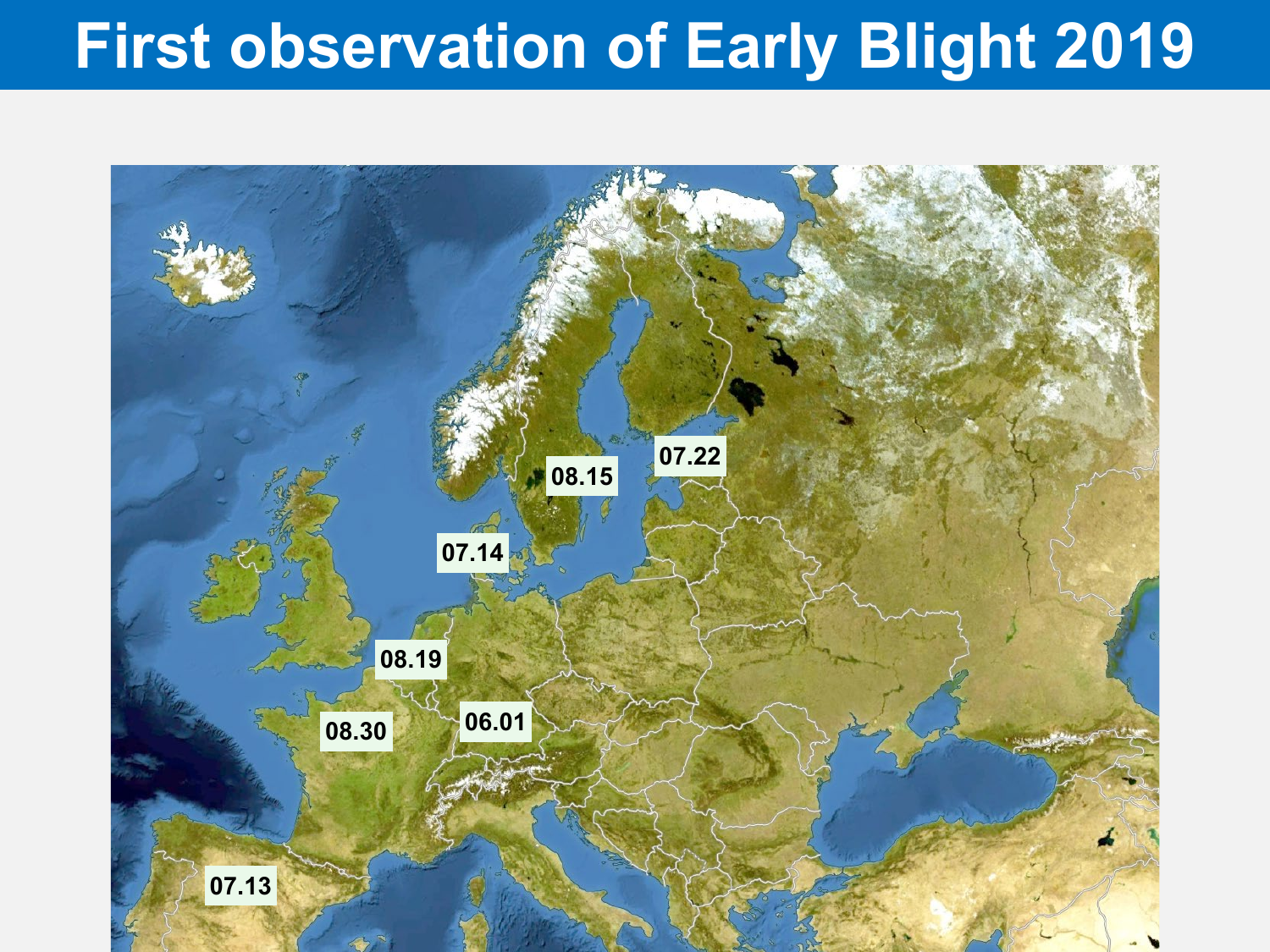# First observation of Early Blight 2019

08.15

07.22

07.14

08.19

08.30

06.01

07.13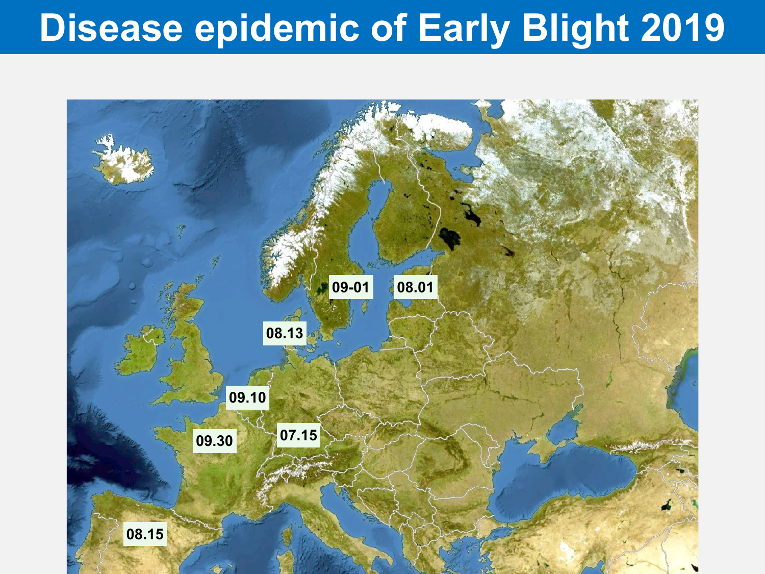# Disease epidemic of Early Blight 2019

09-01

08.01

08.13

09.10

07.15

09.30

08.15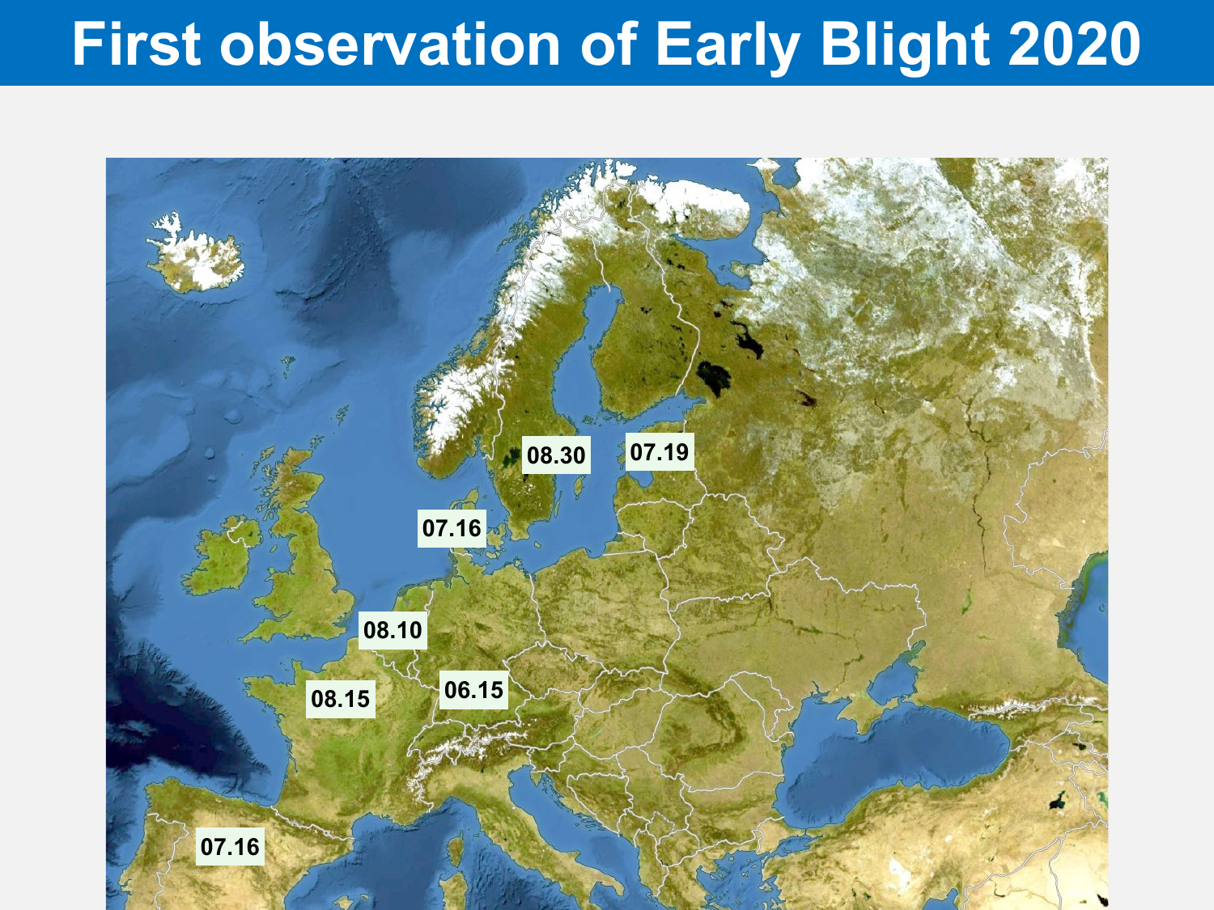# First observation of Early Blight 2020

08.30

07.19

07.16

08.10

06.15

08.15

07.16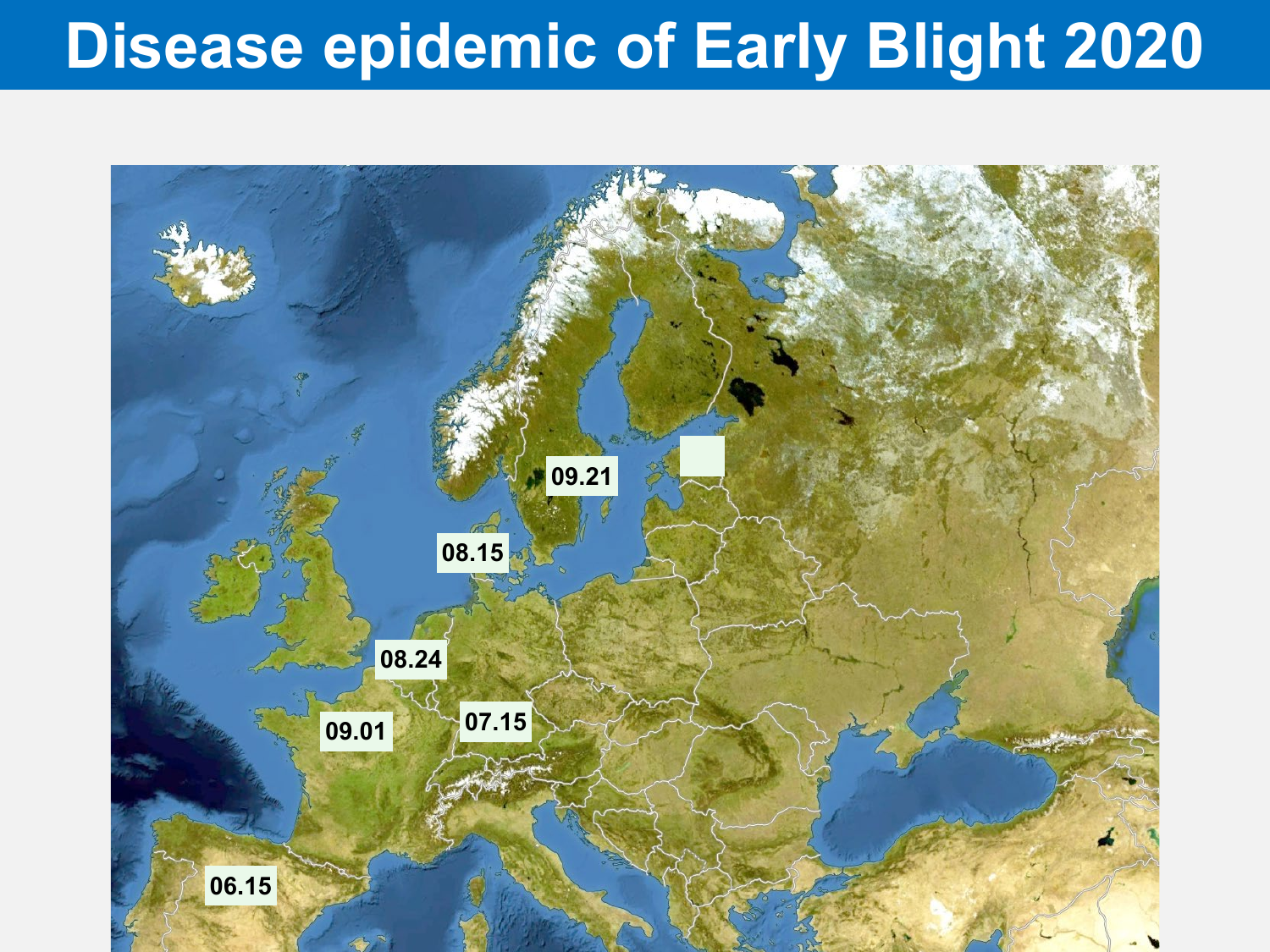# Disease epidemic of Early Blight 2020

09.21

08.15

08.24

07.15

09.01

06.15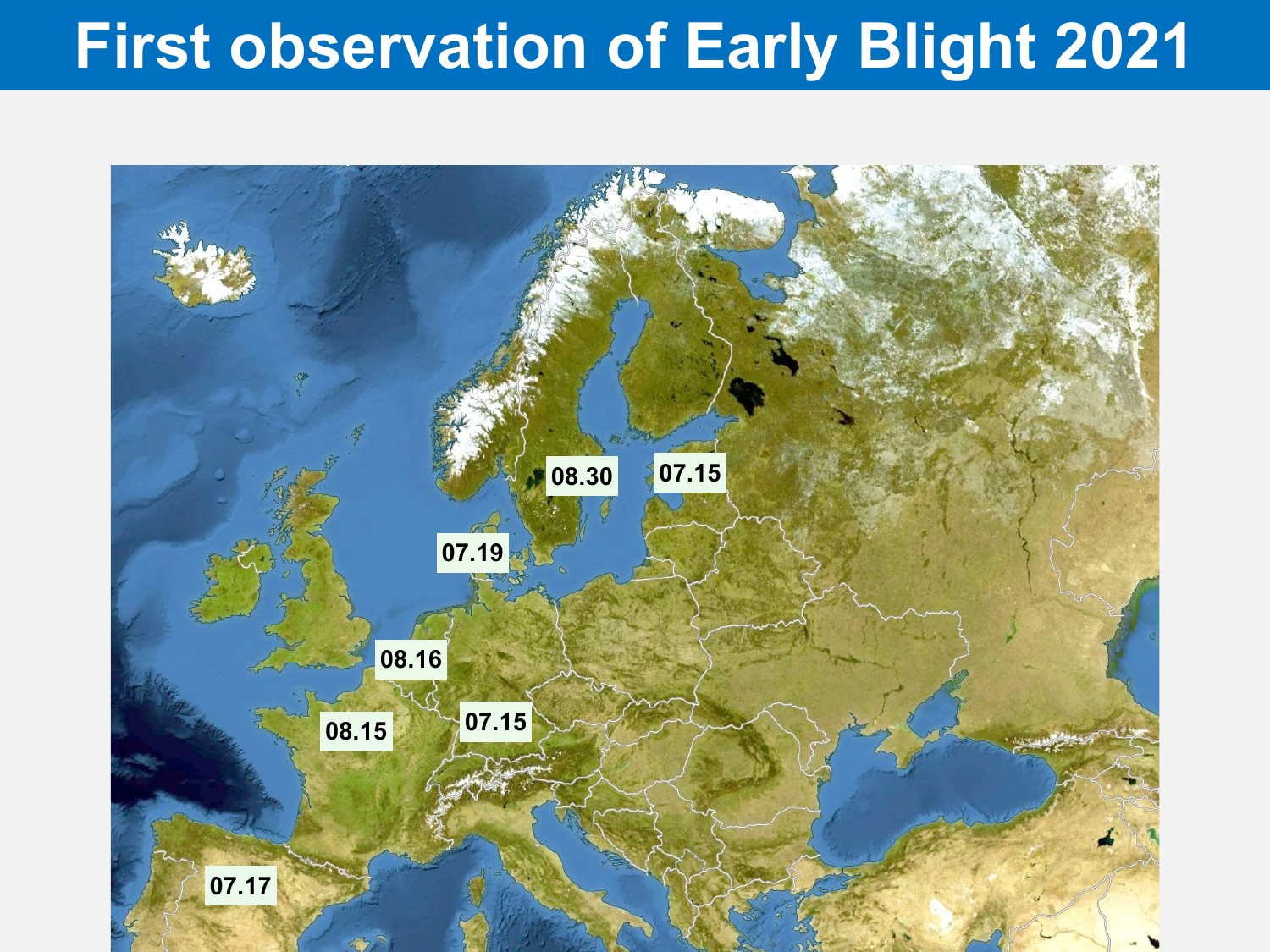# First observation of Early Blight 2021

08.30

07.15

07.19

08.16

07.15

08.15

07.17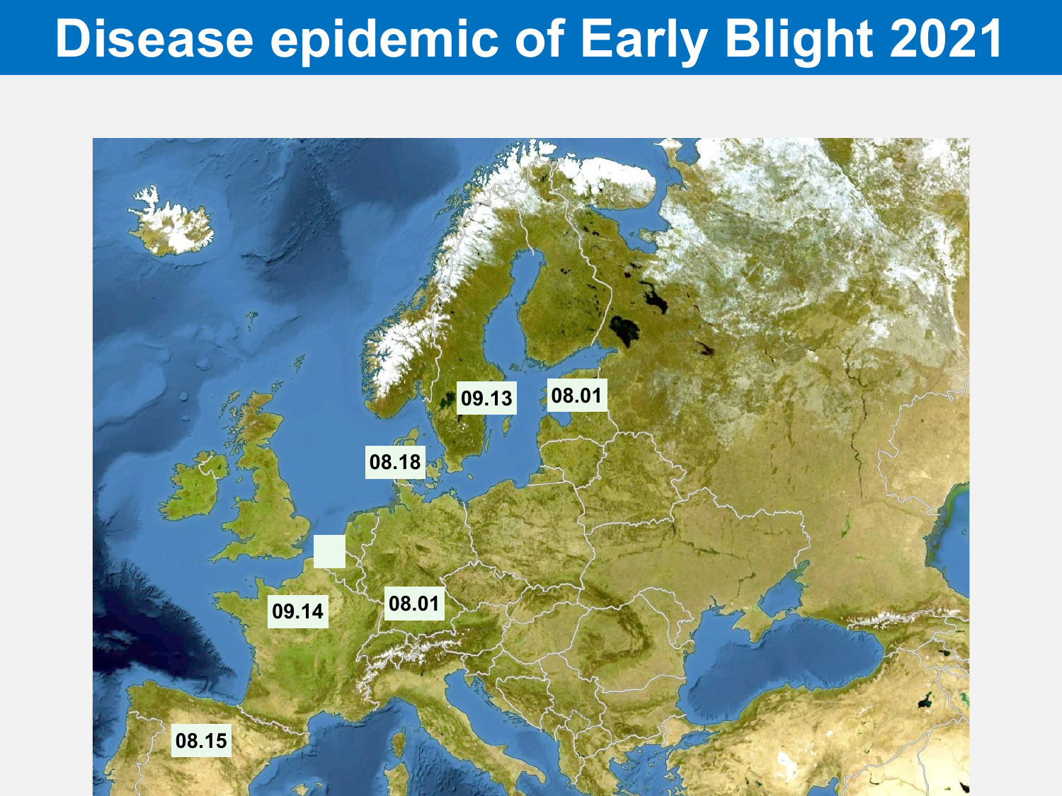# Disease epidemic of Early Blight 2021

09.13

08.01

08.18

09.14

08.01

08.15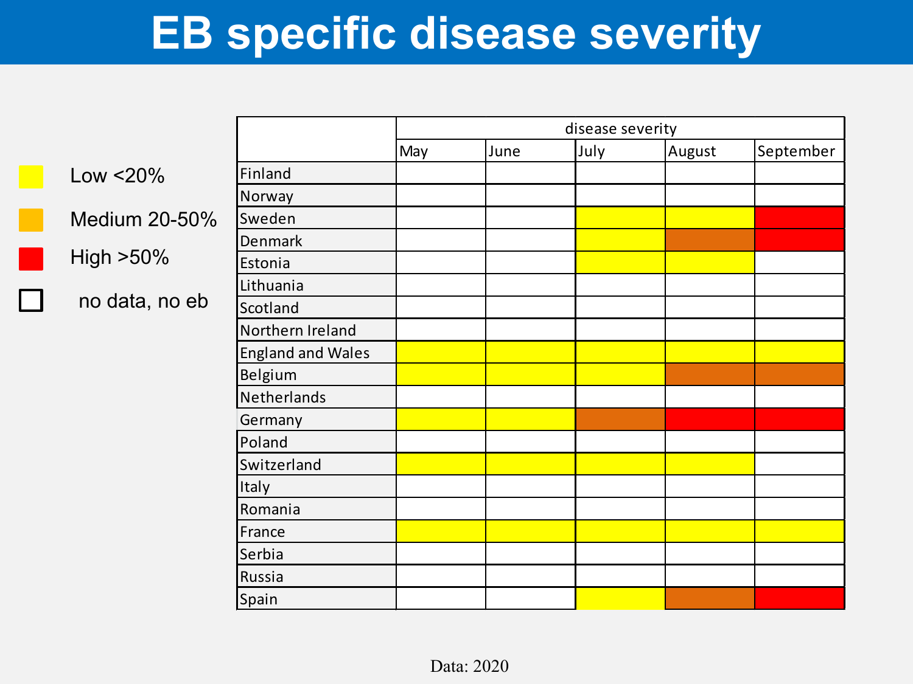# EB specific disease severity

Legend:

- Low <20%
- Medium 20-50%
- High >50%
- no data, no eb

| | disease severity | | | | |
|---|---|---|---|---|---|
| | May | June | July | August | September |
| Finland | | | | | |
| Norway | | | | | |
| Sweden | | | Low | Low | High |
| Denmark | | | Low | Medium | High |
| Estonia | | | Low | Low | |
| Lithuania | | | | | |
| Scotland | | | | | |
| Northern Ireland | | | | | |
| England and Wales | Low | Low | Low | Low | Low |
| Belgium | Low | Low | Low | Medium | Medium |
| Netherlands | | | | | |
| Germany | Low | Low | Medium | High | High |
| Poland | | | | | |
| Switzerland | Low | Low | Low | Low | |
| Italy | | | | | |
| Romania | | | | | |
| France | Low | Low | Low | Low | Low |
| Serbia | | | | | |
| Russia | | | | | |
| Spain | | | Low | Medium | High |

Data: 2020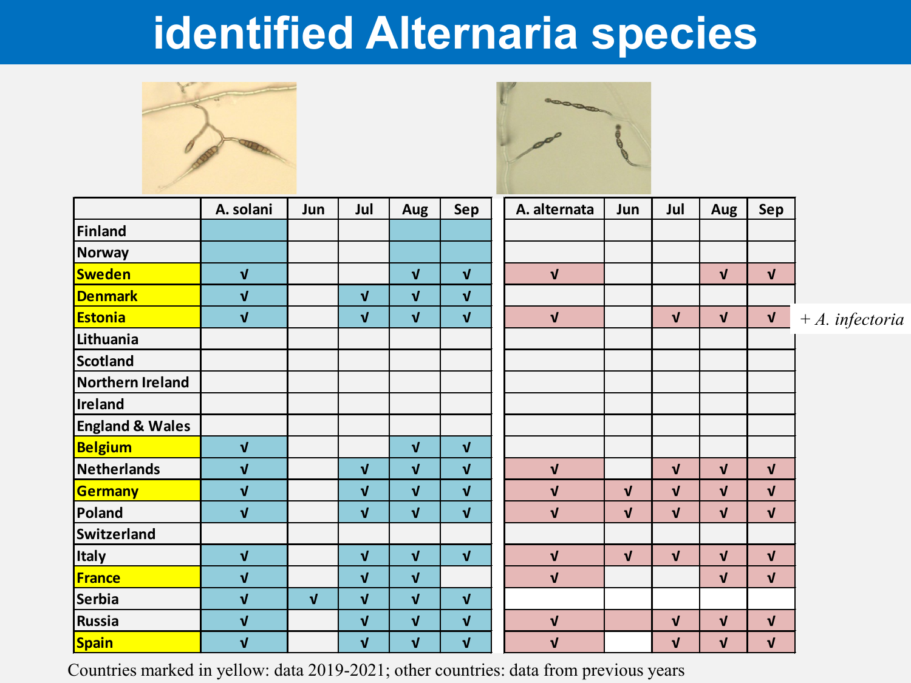# identified Alternaria species

| | A. solani | Jun | Jul | Aug | Sep | A. alternata | Jun | Jul | Aug | Sep |
|---|---|---|---|---|---|---|---|---|---|---|
| Finland | | | | | | | | | | |
| Norway | | | | | | | | | | |
| Sweden | √ | | | √ | √ | √ | | | √ | √ |
| Denmark | √ | | √ | √ | √ | | | | | |
| Estonia | √ | | √ | √ | √ | √ | | √ | √ | √ |
| Lithuania | | | | | | | | | | |
| Scotland | | | | | | | | | | |
| Northern Ireland | | | | | | | | | | |
| Ireland | | | | | | | | | | |
| England & Wales | | | | | | | | | | |
| Belgium | √ | | | √ | √ | | | | | |
| Netherlands | √ | | √ | √ | √ | √ | | √ | √ | √ |
| Germany | √ | | √ | √ | √ | √ | √ | √ | √ | √ |
| Poland | √ | | √ | √ | √ | √ | √ | √ | √ | √ |
| Switzerland | | | | | | | | | | |
| Italy | √ | | √ | √ | √ | √ | √ | √ | √ | √ |
| France | √ | | √ | √ | | √ | | | √ | √ |
| Serbia | √ | √ | √ | √ | √ | | | | | |
| Russia | √ | | √ | √ | √ | √ | | √ | √ | √ |
| Spain | √ | | √ | √ | √ | √ | | √ | √ | √ |

+ *A. infectoria* (Estonia)

Countries marked in yellow: data 2019-2021; other countries: data from previous years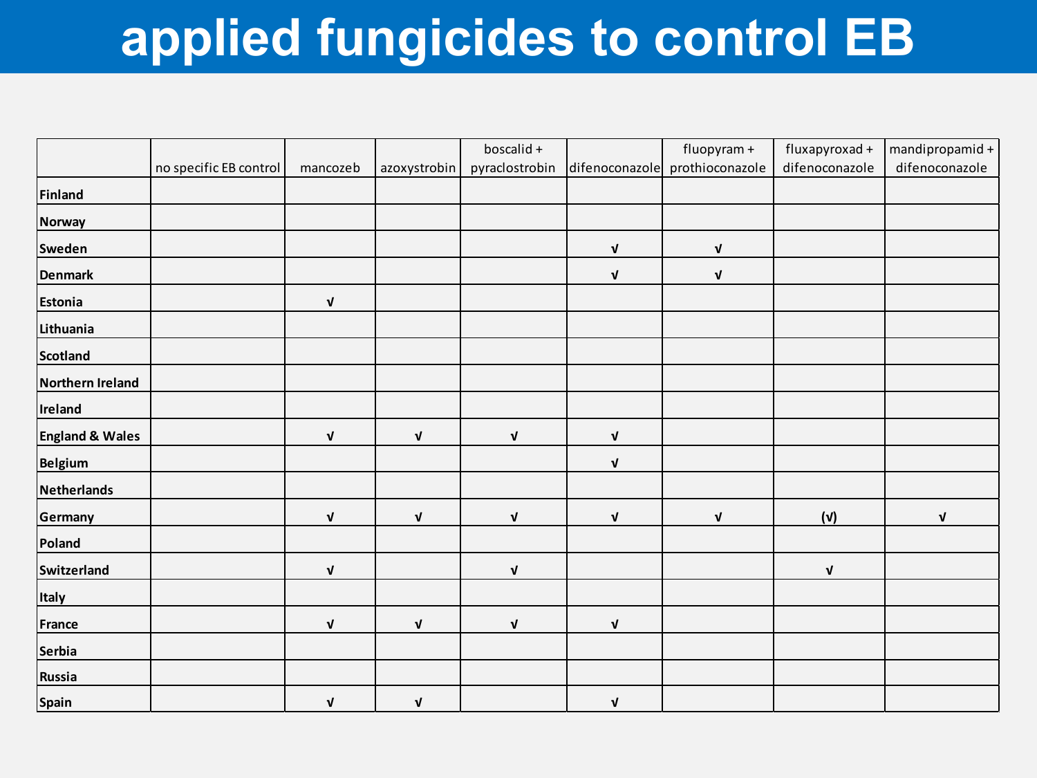# applied fungicides to control EB

| | no specific EB control | mancozeb | azoxystrobin | boscalid + pyraclostrobin | difenoconazole | fluopyram + prothioconazole | fluxapyroxad + difenoconazole | mandipropamid + difenoconazole |
|---|---|---|---|---|---|---|---|---|
| **Finland** | | | | | | | | |
| **Norway** | | | | | | | | |
| **Sweden** | | | | | √ | √ | | |
| **Denmark** | | | | | √ | √ | | |
| **Estonia** | | √ | | | | | | |
| **Lithuania** | | | | | | | | |
| **Scotland** | | | | | | | | |
| **Northern Ireland** | | | | | | | | |
| **Ireland** | | | | | | | | |
| **England & Wales** | | √ | √ | √ | √ | | | |
| **Belgium** | | | | | √ | | | |
| **Netherlands** | | | | | | | | |
| **Germany** | | √ | √ | √ | √ | √ | (√) | √ |
| **Poland** | | | | | | | | |
| **Switzerland** | | √ | | √ | | | √ | |
| **Italy** | | | | | | | | |
| **France** | | √ | √ | √ | √ | | | |
| **Serbia** | | | | | | | | |
| **Russia** | | | | | | | | |
| **Spain** | | √ | √ | | √ | | | |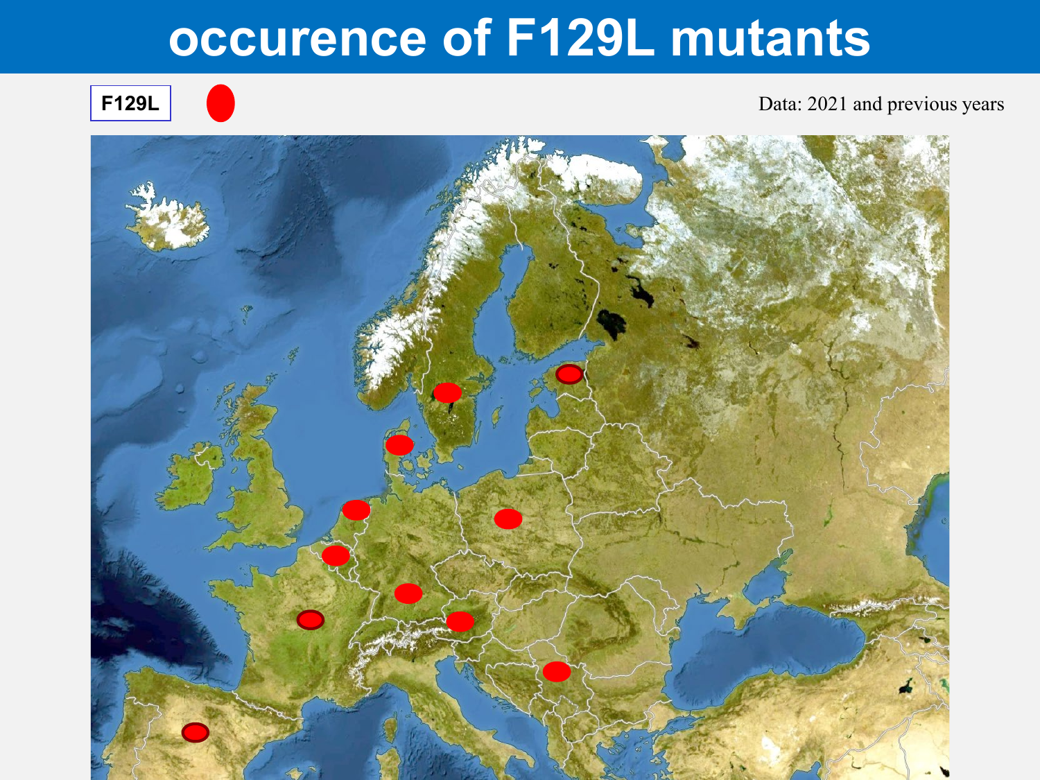# occurence of F129L mutants

F129L

Data: 2021 and previous years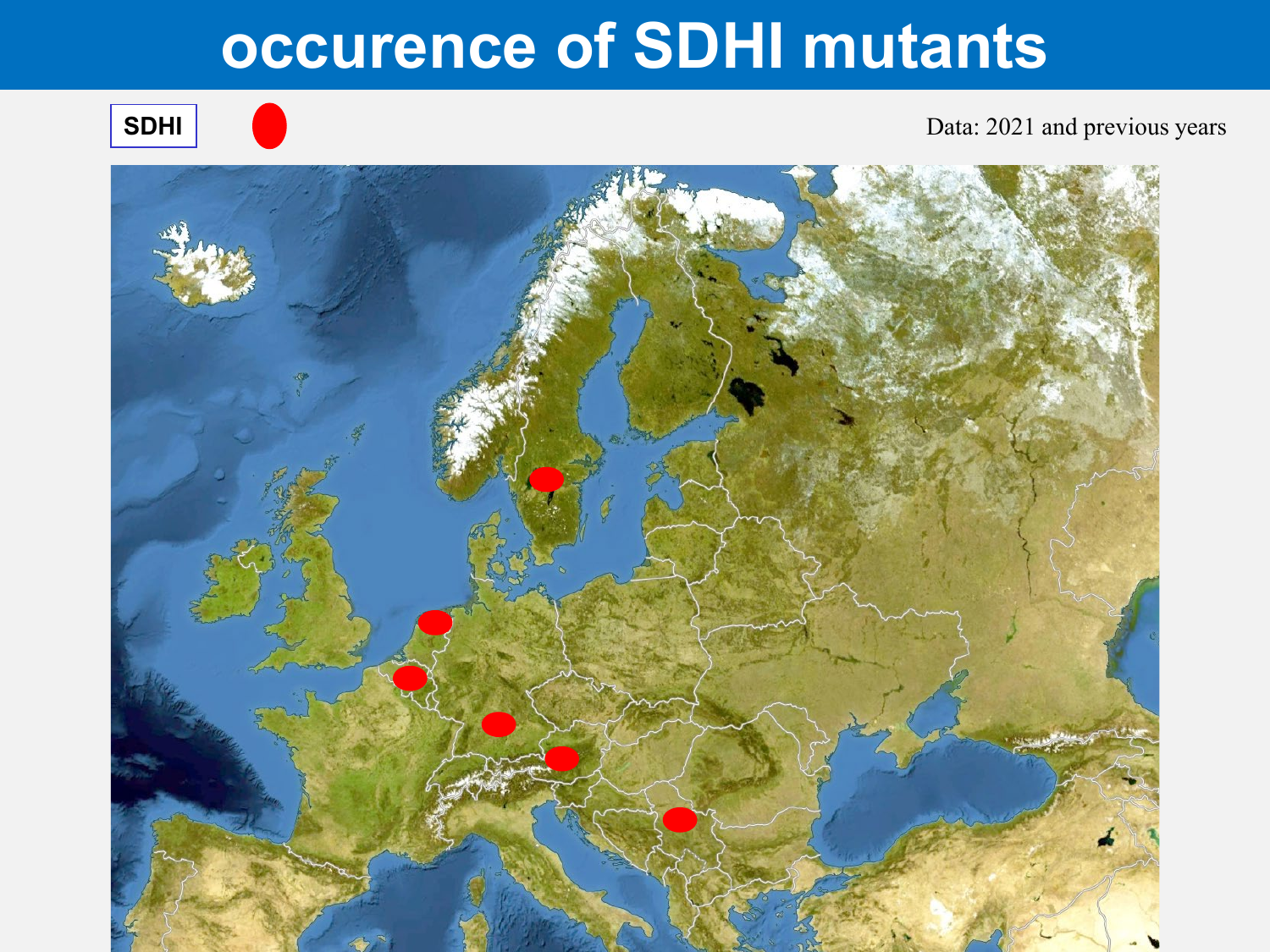# occurence of SDHI mutants

SDHI

Data: 2021 and previous years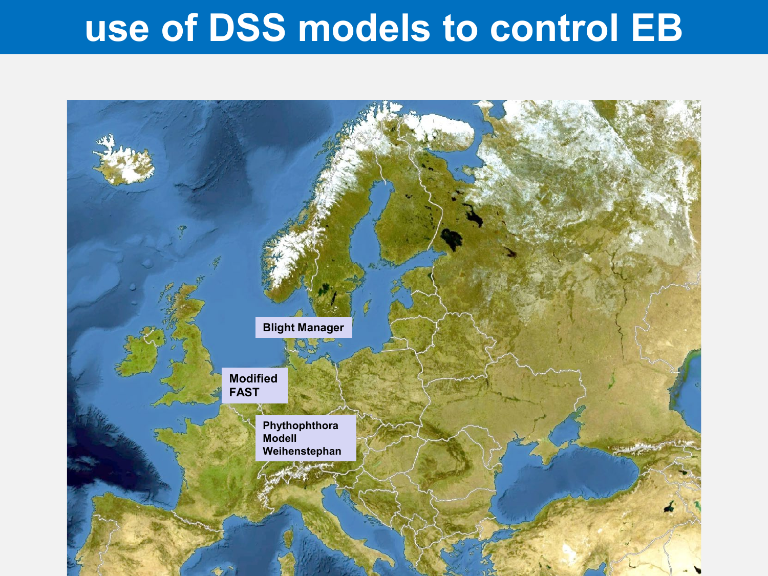# use of DSS models to control EB

Blight Manager

Modified FAST

Phythophthora Modell Weihenstephan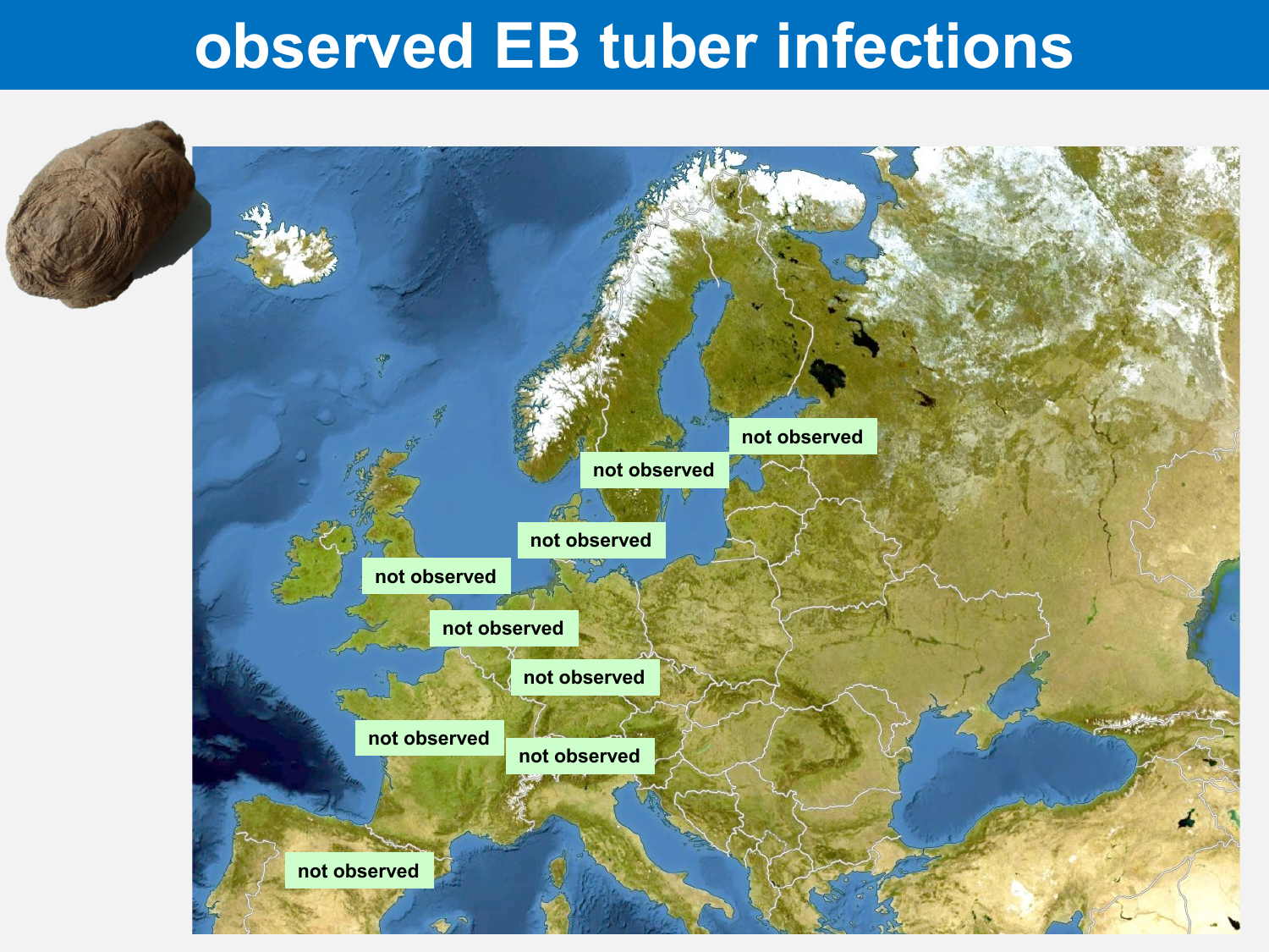# observed EB tuber infections

not observed

not observed

not observed

not observed

not observed

not observed

not observed

not observed

not observed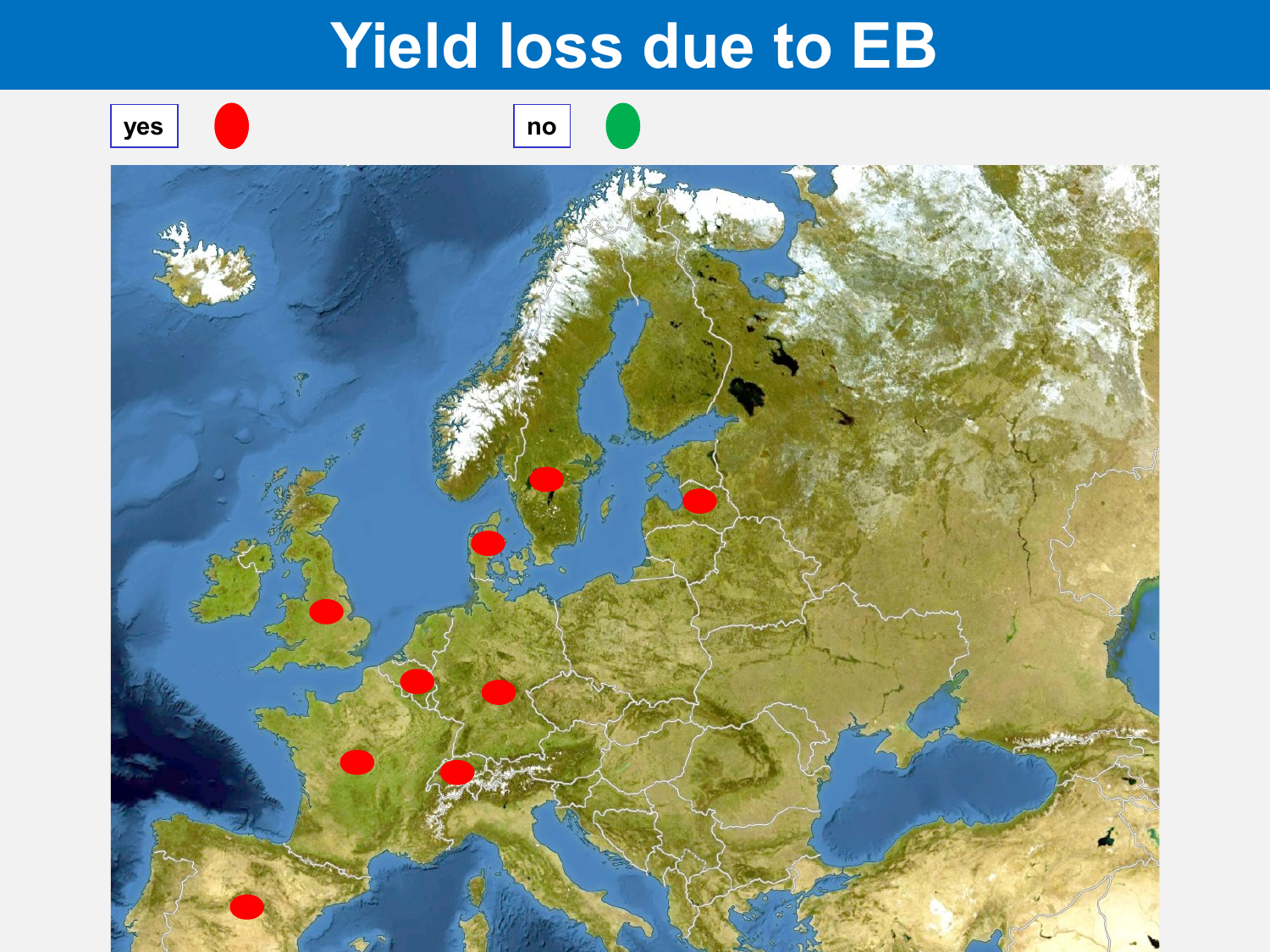# Yield loss due to EB

yes | no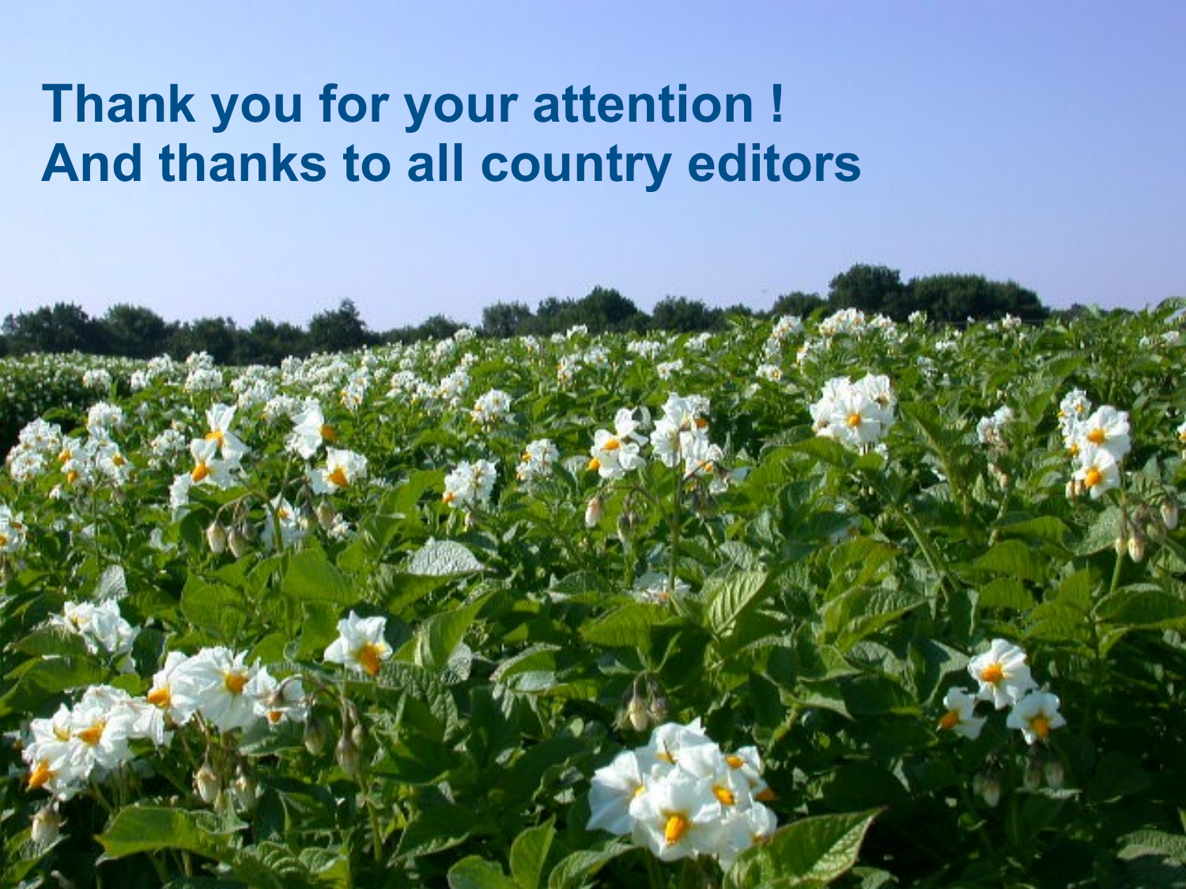# Thank you for your attention !
# And thanks to all country editors